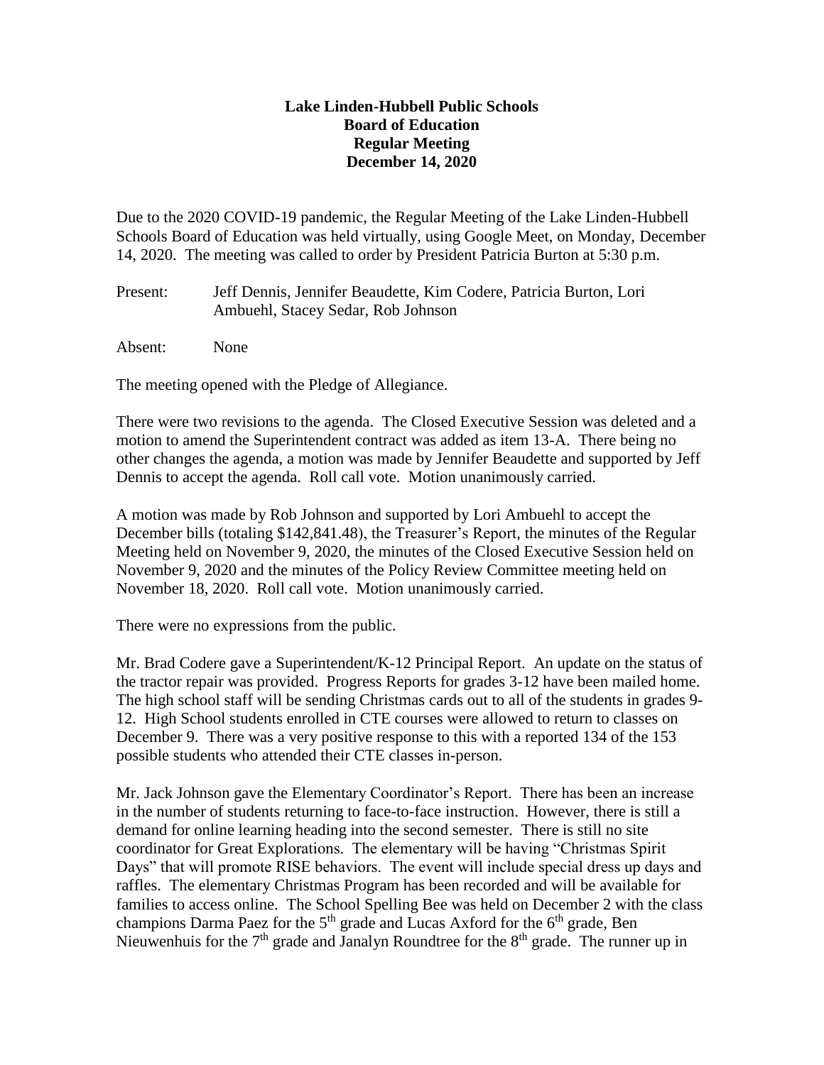# Lake Linden-Hubbell Public Schools
## Board of Education
## Regular Meeting
## December 14, 2020

Due to the 2020 COVID-19 pandemic, the Regular Meeting of the Lake Linden-Hubbell Schools Board of Education was held virtually, using Google Meet, on Monday, December 14, 2020. The meeting was called to order by President Patricia Burton at 5:30 p.m.

Present: Jeff Dennis, Jennifer Beaudette, Kim Codere, Patricia Burton, Lori Ambuehl, Stacey Sedar, Rob Johnson

Absent: None

The meeting opened with the Pledge of Allegiance.

There were two revisions to the agenda. The Closed Executive Session was deleted and a motion to amend the Superintendent contract was added as item 13-A. There being no other changes the agenda, a motion was made by Jennifer Beaudette and supported by Jeff Dennis to accept the agenda. Roll call vote. Motion unanimously carried.

A motion was made by Rob Johnson and supported by Lori Ambuehl to accept the December bills (totaling $142,841.48), the Treasurer's Report, the minutes of the Regular Meeting held on November 9, 2020, the minutes of the Closed Executive Session held on November 9, 2020 and the minutes of the Policy Review Committee meeting held on November 18, 2020. Roll call vote. Motion unanimously carried.

There were no expressions from the public.

Mr. Brad Codere gave a Superintendent/K-12 Principal Report. An update on the status of the tractor repair was provided. Progress Reports for grades 3-12 have been mailed home. The high school staff will be sending Christmas cards out to all of the students in grades 9-12. High School students enrolled in CTE courses were allowed to return to classes on December 9. There was a very positive response to this with a reported 134 of the 153 possible students who attended their CTE classes in-person.

Mr. Jack Johnson gave the Elementary Coordinator's Report. There has been an increase in the number of students returning to face-to-face instruction. However, there is still a demand for online learning heading into the second semester. There is still no site coordinator for Great Explorations. The elementary will be having "Christmas Spirit Days" that will promote RISE behaviors. The event will include special dress up days and raffles. The elementary Christmas Program has been recorded and will be available for families to access online. The School Spelling Bee was held on December 2 with the class champions Darma Paez for the 5th grade and Lucas Axford for the 6th grade, Ben Nieuwenhuis for the 7th grade and Janalyn Roundtree for the 8th grade. The runner up in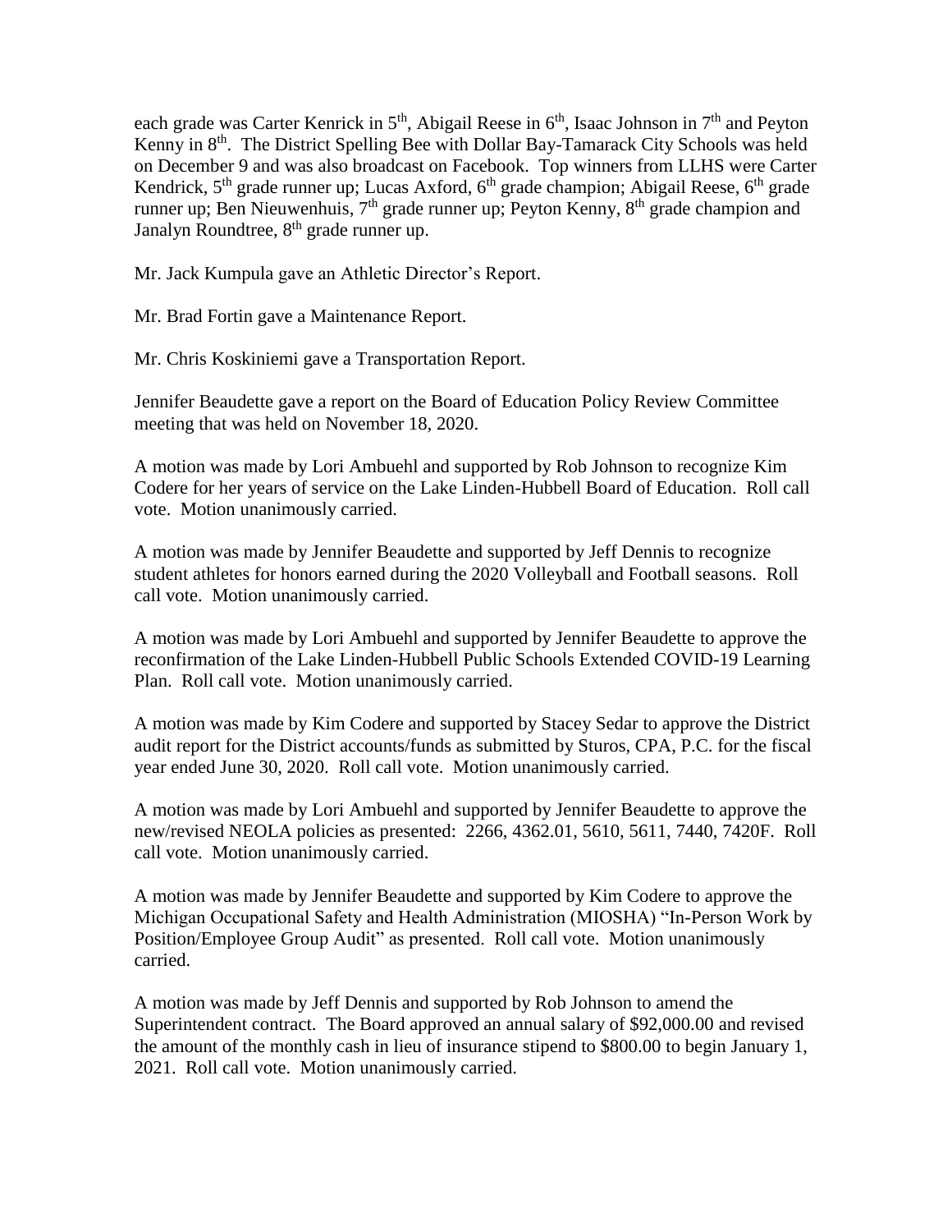each grade was Carter Kenrick in 5th, Abigail Reese in 6th, Isaac Johnson in 7th and Peyton Kenny in 8th. The District Spelling Bee with Dollar Bay-Tamarack City Schools was held on December 9 and was also broadcast on Facebook. Top winners from LLHS were Carter Kendrick, 5th grade runner up; Lucas Axford, 6th grade champion; Abigail Reese, 6th grade runner up; Ben Nieuwenhuis, 7th grade runner up; Peyton Kenny, 8th grade champion and Janalyn Roundtree, 8th grade runner up.

Mr. Jack Kumpula gave an Athletic Director's Report.

Mr. Brad Fortin gave a Maintenance Report.

Mr. Chris Koskiniemi gave a Transportation Report.

Jennifer Beaudette gave a report on the Board of Education Policy Review Committee meeting that was held on November 18, 2020.

A motion was made by Lori Ambuehl and supported by Rob Johnson to recognize Kim Codere for her years of service on the Lake Linden-Hubbell Board of Education. Roll call vote. Motion unanimously carried.

A motion was made by Jennifer Beaudette and supported by Jeff Dennis to recognize student athletes for honors earned during the 2020 Volleyball and Football seasons. Roll call vote. Motion unanimously carried.

A motion was made by Lori Ambuehl and supported by Jennifer Beaudette to approve the reconfirmation of the Lake Linden-Hubbell Public Schools Extended COVID-19 Learning Plan. Roll call vote. Motion unanimously carried.

A motion was made by Kim Codere and supported by Stacey Sedar to approve the District audit report for the District accounts/funds as submitted by Sturos, CPA, P.C. for the fiscal year ended June 30, 2020. Roll call vote. Motion unanimously carried.

A motion was made by Lori Ambuehl and supported by Jennifer Beaudette to approve the new/revised NEOLA policies as presented: 2266, 4362.01, 5610, 5611, 7440, 7420F. Roll call vote. Motion unanimously carried.

A motion was made by Jennifer Beaudette and supported by Kim Codere to approve the Michigan Occupational Safety and Health Administration (MIOSHA) "In-Person Work by Position/Employee Group Audit" as presented. Roll call vote. Motion unanimously carried.

A motion was made by Jeff Dennis and supported by Rob Johnson to amend the Superintendent contract. The Board approved an annual salary of $92,000.00 and revised the amount of the monthly cash in lieu of insurance stipend to $800.00 to begin January 1, 2021. Roll call vote. Motion unanimously carried.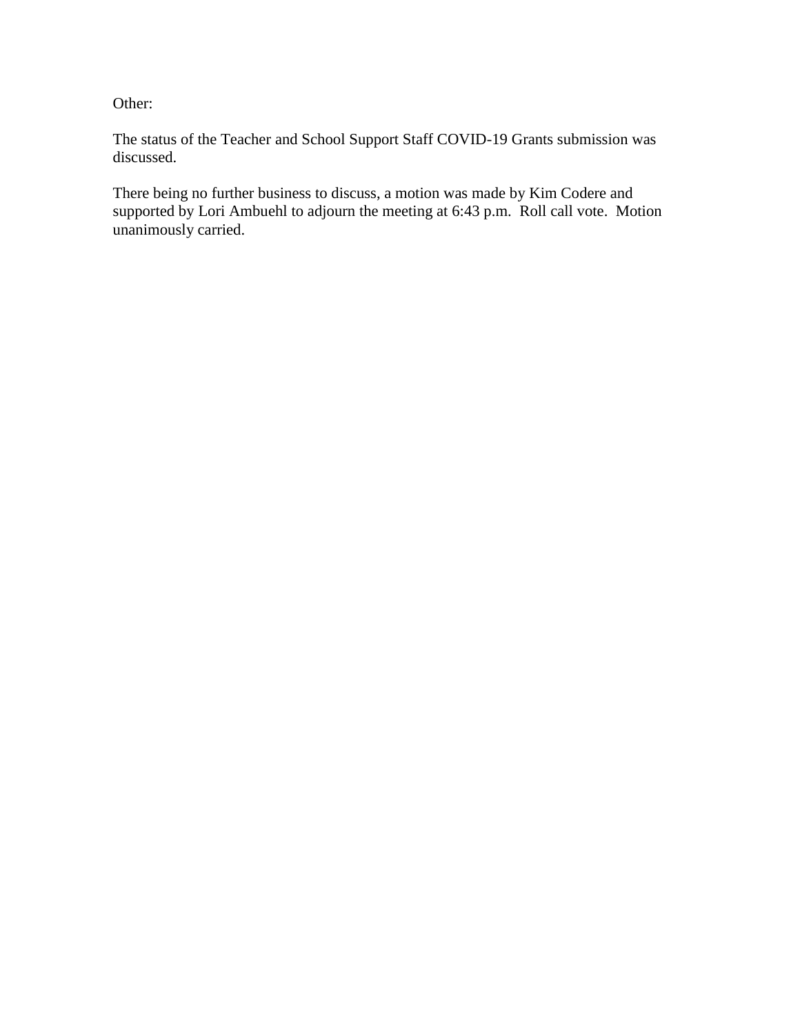Other:

The status of the Teacher and School Support Staff COVID-19 Grants submission was discussed.

There being no further business to discuss, a motion was made by Kim Codere and supported by Lori Ambuehl to adjourn the meeting at 6:43 p.m. Roll call vote. Motion unanimously carried.